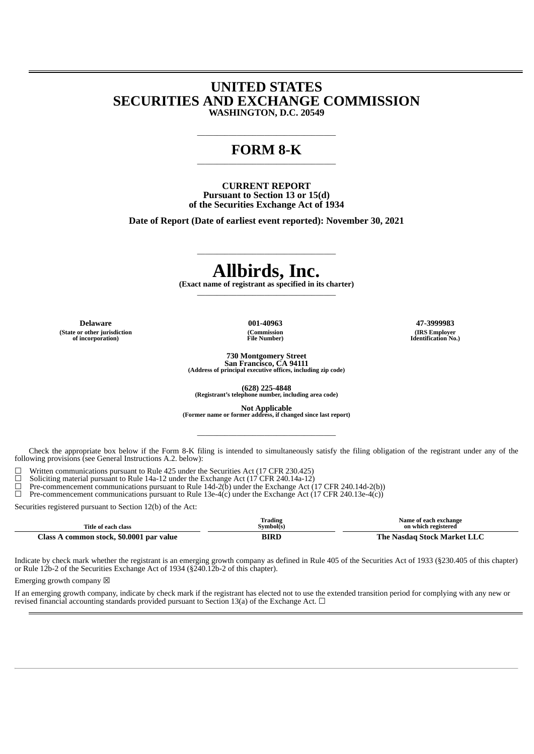# UNITED STATES
# SECURITIES AND EXCHANGE COMMISSION
**WASHINGTON, D.C. 20549**

---

# FORM 8-K

---

**CURRENT REPORT**
**Pursuant to Section 13 or 15(d)**
**of the Securities Exchange Act of 1934**

**Date of Report (Date of earliest event reported): November 30, 2021**

---

# Allbirds, Inc.
**(Exact name of registrant as specified in its charter)**

---

| **Delaware** | **001-40963** | **47-3999983** |
|---|---|---|
| **(State or other jurisdiction of incorporation)** | **(Commission File Number)** | **(IRS Employer Identification No.)** |

**730 Montgomery Street**
**San Francisco, CA 94111**
**(Address of principal executive offices, including zip code)**

**(628) 225-4848**
**(Registrant's telephone number, including area code)**

**Not Applicable**
**(Former name or former address, if changed since last report)**

---

Check the appropriate box below if the Form 8-K filing is intended to simultaneously satisfy the filing obligation of the registrant under any of the following provisions (see General Instructions A.2. below):

☐ Written communications pursuant to Rule 425 under the Securities Act (17 CFR 230.425)
☐ Soliciting material pursuant to Rule 14a-12 under the Exchange Act (17 CFR 240.14a-12)
☐ Pre-commencement communications pursuant to Rule 14d-2(b) under the Exchange Act (17 CFR 240.14d-2(b))
☐ Pre-commencement communications pursuant to Rule 13e-4(c) under the Exchange Act (17 CFR 240.13e-4(c))

Securities registered pursuant to Section 12(b) of the Act:

| Title of each class | Trading Symbol(s) | Name of each exchange on which registered |
|---|---|---|
| **Class A common stock, $0.0001 par value** | **BIRD** | **The Nasdaq Stock Market LLC** |

Indicate by check mark whether the registrant is an emerging growth company as defined in Rule 405 of the Securities Act of 1933 (§230.405 of this chapter) or Rule 12b-2 of the Securities Exchange Act of 1934 (§240.12b-2 of this chapter).

Emerging growth company ☒

If an emerging growth company, indicate by check mark if the registrant has elected not to use the extended transition period for complying with any new or revised financial accounting standards provided pursuant to Section 13(a) of the Exchange Act. ☐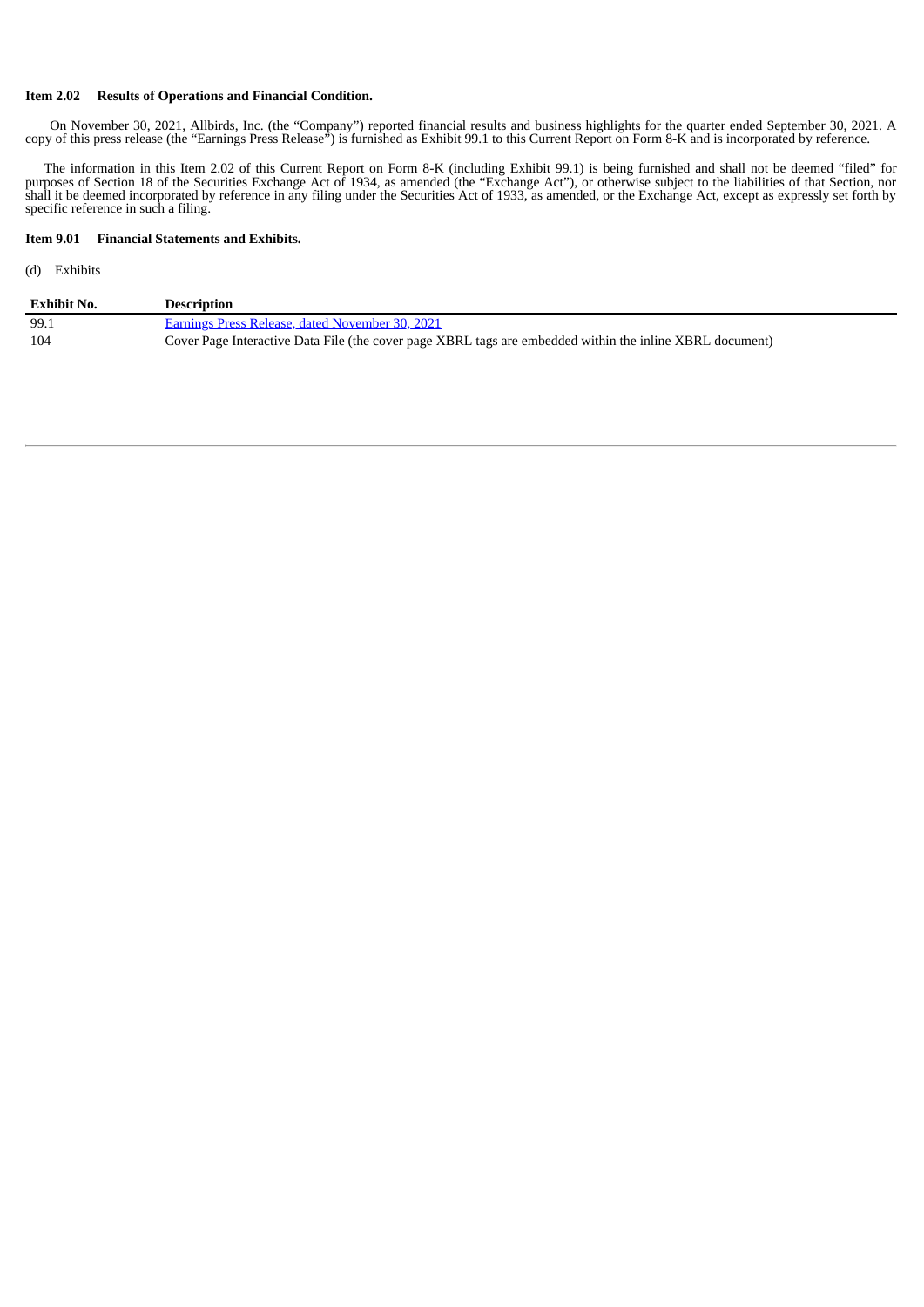**Item 2.02 Results of Operations and Financial Condition.**

On November 30, 2021, Allbirds, Inc. (the "Company") reported financial results and business highlights for the quarter ended September 30, 2021. A copy of this press release (the "Earnings Press Release") is furnished as Exhibit 99.1 to this Current Report on Form 8-K and is incorporated by reference.

The information in this Item 2.02 of this Current Report on Form 8-K (including Exhibit 99.1) is being furnished and shall not be deemed "filed" for purposes of Section 18 of the Securities Exchange Act of 1934, as amended (the "Exchange Act"), or otherwise subject to the liabilities of that Section, nor shall it be deemed incorporated by reference in any filing under the Securities Act of 1933, as amended, or the Exchange Act, except as expressly set forth by specific reference in such a filing.

**Item 9.01 Financial Statements and Exhibits.**

(d) Exhibits

| Exhibit No. | Description |
|---|---|
| 99.1 | Earnings Press Release, dated November 30, 2021 |
| 104 | Cover Page Interactive Data File (the cover page XBRL tags are embedded within the inline XBRL document) |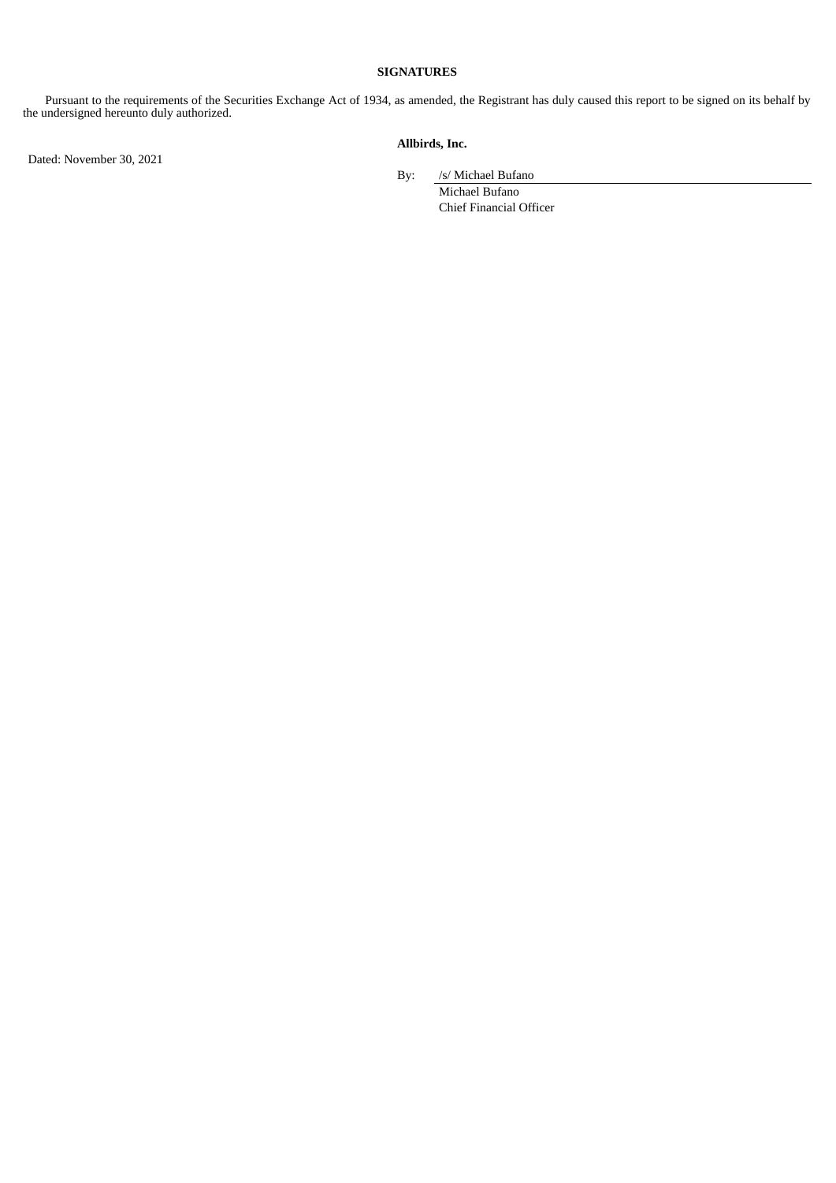## SIGNATURES

Pursuant to the requirements of the Securities Exchange Act of 1934, as amended, the Registrant has duly caused this report to be signed on its behalf by the undersigned hereunto duly authorized.

Dated: November 30, 2021

**Allbirds, Inc.**

By: /s/ Michael Bufano
Michael Bufano
Chief Financial Officer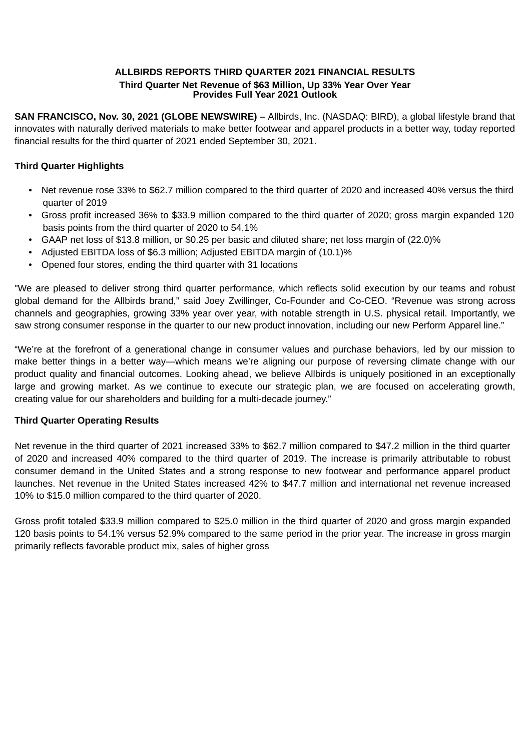**ALLBIRDS REPORTS THIRD QUARTER 2021 FINANCIAL RESULTS**

**Third Quarter Net Revenue of $63 Million, Up 33% Year Over Year**
**Provides Full Year 2021 Outlook**

**SAN FRANCISCO, Nov. 30, 2021 (GLOBE NEWSWIRE)** – Allbirds, Inc. (NASDAQ: BIRD), a global lifestyle brand that innovates with naturally derived materials to make better footwear and apparel products in a better way, today reported financial results for the third quarter of 2021 ended September 30, 2021.

**Third Quarter Highlights**

- Net revenue rose 33% to $62.7 million compared to the third quarter of 2020 and increased 40% versus the third quarter of 2019
- Gross profit increased 36% to $33.9 million compared to the third quarter of 2020; gross margin expanded 120 basis points from the third quarter of 2020 to 54.1%
- GAAP net loss of $13.8 million, or $0.25 per basic and diluted share; net loss margin of (22.0)%
- Adjusted EBITDA loss of $6.3 million; Adjusted EBITDA margin of (10.1)%
- Opened four stores, ending the third quarter with 31 locations

"We are pleased to deliver strong third quarter performance, which reflects solid execution by our teams and robust global demand for the Allbirds brand," said Joey Zwillinger, Co-Founder and Co-CEO. "Revenue was strong across channels and geographies, growing 33% year over year, with notable strength in U.S. physical retail. Importantly, we saw strong consumer response in the quarter to our new product innovation, including our new Perform Apparel line."

"We're at the forefront of a generational change in consumer values and purchase behaviors, led by our mission to make better things in a better way—which means we're aligning our purpose of reversing climate change with our product quality and financial outcomes. Looking ahead, we believe Allbirds is uniquely positioned in an exceptionally large and growing market. As we continue to execute our strategic plan, we are focused on accelerating growth, creating value for our shareholders and building for a multi-decade journey."

**Third Quarter Operating Results**

Net revenue in the third quarter of 2021 increased 33% to $62.7 million compared to $47.2 million in the third quarter of 2020 and increased 40% compared to the third quarter of 2019. The increase is primarily attributable to robust consumer demand in the United States and a strong response to new footwear and performance apparel product launches. Net revenue in the United States increased 42% to $47.7 million and international net revenue increased 10% to $15.0 million compared to the third quarter of 2020.

Gross profit totaled $33.9 million compared to $25.0 million in the third quarter of 2020 and gross margin expanded 120 basis points to 54.1% versus 52.9% compared to the same period in the prior year. The increase in gross margin primarily reflects favorable product mix, sales of higher gross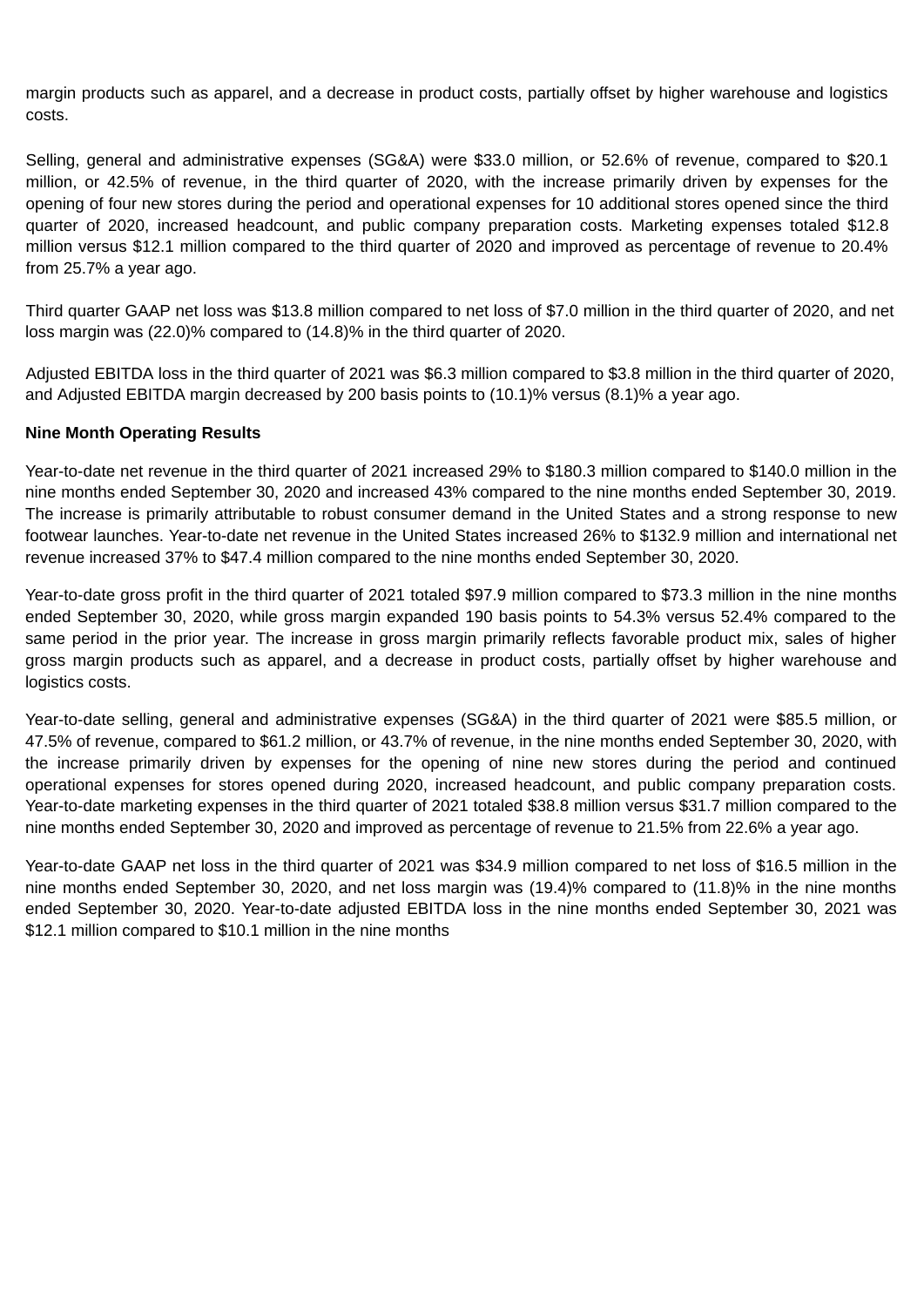margin products such as apparel, and a decrease in product costs, partially offset by higher warehouse and logistics costs.

Selling, general and administrative expenses (SG&A) were $33.0 million, or 52.6% of revenue, compared to $20.1 million, or 42.5% of revenue, in the third quarter of 2020, with the increase primarily driven by expenses for the opening of four new stores during the period and operational expenses for 10 additional stores opened since the third quarter of 2020, increased headcount, and public company preparation costs. Marketing expenses totaled $12.8 million versus $12.1 million compared to the third quarter of 2020 and improved as percentage of revenue to 20.4% from 25.7% a year ago.

Third quarter GAAP net loss was $13.8 million compared to net loss of $7.0 million in the third quarter of 2020, and net loss margin was (22.0)% compared to (14.8)% in the third quarter of 2020.

Adjusted EBITDA loss in the third quarter of 2021 was $6.3 million compared to $3.8 million in the third quarter of 2020, and Adjusted EBITDA margin decreased by 200 basis points to (10.1)% versus (8.1)% a year ago.

**Nine Month Operating Results**

Year-to-date net revenue in the third quarter of 2021 increased 29% to $180.3 million compared to $140.0 million in the nine months ended September 30, 2020 and increased 43% compared to the nine months ended September 30, 2019. The increase is primarily attributable to robust consumer demand in the United States and a strong response to new footwear launches. Year-to-date net revenue in the United States increased 26% to $132.9 million and international net revenue increased 37% to $47.4 million compared to the nine months ended September 30, 2020.

Year-to-date gross profit in the third quarter of 2021 totaled $97.9 million compared to $73.3 million in the nine months ended September 30, 2020, while gross margin expanded 190 basis points to 54.3% versus 52.4% compared to the same period in the prior year. The increase in gross margin primarily reflects favorable product mix, sales of higher gross margin products such as apparel, and a decrease in product costs, partially offset by higher warehouse and logistics costs.

Year-to-date selling, general and administrative expenses (SG&A) in the third quarter of 2021 were $85.5 million, or 47.5% of revenue, compared to $61.2 million, or 43.7% of revenue, in the nine months ended September 30, 2020, with the increase primarily driven by expenses for the opening of nine new stores during the period and continued operational expenses for stores opened during 2020, increased headcount, and public company preparation costs. Year-to-date marketing expenses in the third quarter of 2021 totaled $38.8 million versus $31.7 million compared to the nine months ended September 30, 2020 and improved as percentage of revenue to 21.5% from 22.6% a year ago.

Year-to-date GAAP net loss in the third quarter of 2021 was $34.9 million compared to net loss of $16.5 million in the nine months ended September 30, 2020, and net loss margin was (19.4)% compared to (11.8)% in the nine months ended September 30, 2020. Year-to-date adjusted EBITDA loss in the nine months ended September 30, 2021 was $12.1 million compared to $10.1 million in the nine months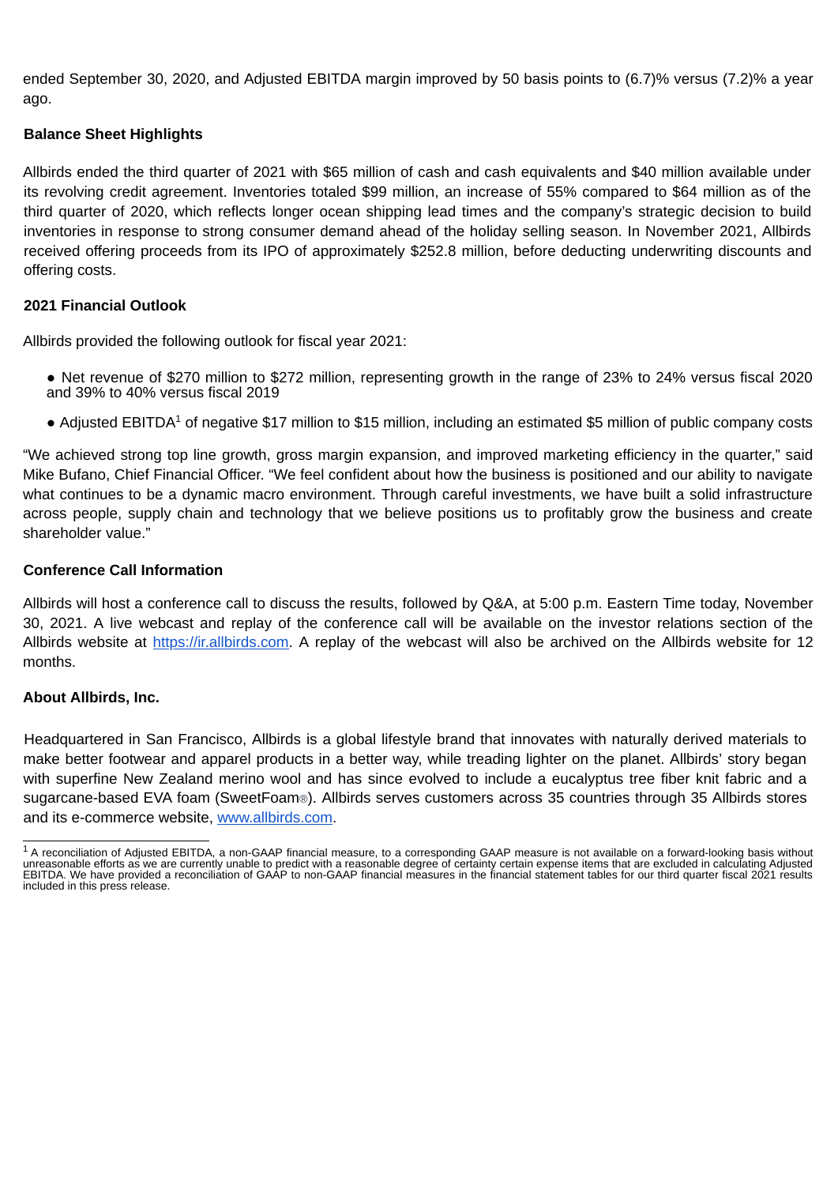ended September 30, 2020, and Adjusted EBITDA margin improved by 50 basis points to (6.7)% versus (7.2)% a year ago.

**Balance Sheet Highlights**

Allbirds ended the third quarter of 2021 with $65 million of cash and cash equivalents and $40 million available under its revolving credit agreement. Inventories totaled $99 million, an increase of 55% compared to $64 million as of the third quarter of 2020, which reflects longer ocean shipping lead times and the company's strategic decision to build inventories in response to strong consumer demand ahead of the holiday selling season. In November 2021, Allbirds received offering proceeds from its IPO of approximately $252.8 million, before deducting underwriting discounts and offering costs.

**2021 Financial Outlook**

Allbirds provided the following outlook for fiscal year 2021:

- Net revenue of $270 million to $272 million, representing growth in the range of 23% to 24% versus fiscal 2020 and 39% to 40% versus fiscal 2019
- Adjusted EBITDA[1] of negative $17 million to $15 million, including an estimated $5 million of public company costs

"We achieved strong top line growth, gross margin expansion, and improved marketing efficiency in the quarter," said Mike Bufano, Chief Financial Officer. "We feel confident about how the business is positioned and our ability to navigate what continues to be a dynamic macro environment. Through careful investments, we have built a solid infrastructure across people, supply chain and technology that we believe positions us to profitably grow the business and create shareholder value."

**Conference Call Information**

Allbirds will host a conference call to discuss the results, followed by Q&A, at 5:00 p.m. Eastern Time today, November 30, 2021. A live webcast and replay of the conference call will be available on the investor relations section of the Allbirds website at https://ir.allbirds.com. A replay of the webcast will also be archived on the Allbirds website for 12 months.

**About Allbirds, Inc.**

Headquartered in San Francisco, Allbirds is a global lifestyle brand that innovates with naturally derived materials to make better footwear and apparel products in a better way, while treading lighter on the planet. Allbirds' story began with superfine New Zealand merino wool and has since evolved to include a eucalyptus tree fiber knit fabric and a sugarcane-based EVA foam (SweetFoam®). Allbirds serves customers across 35 countries through 35 Allbirds stores and its e-commerce website, www.allbirds.com.

---

[1] A reconciliation of Adjusted EBITDA, a non-GAAP financial measure, to a corresponding GAAP measure is not available on a forward-looking basis without unreasonable efforts as we are currently unable to predict with a reasonable degree of certainty certain expense items that are excluded in calculating Adjusted EBITDA. We have provided a reconciliation of GAAP to non-GAAP financial measures in the financial statement tables for our third quarter fiscal 2021 results included in this press release.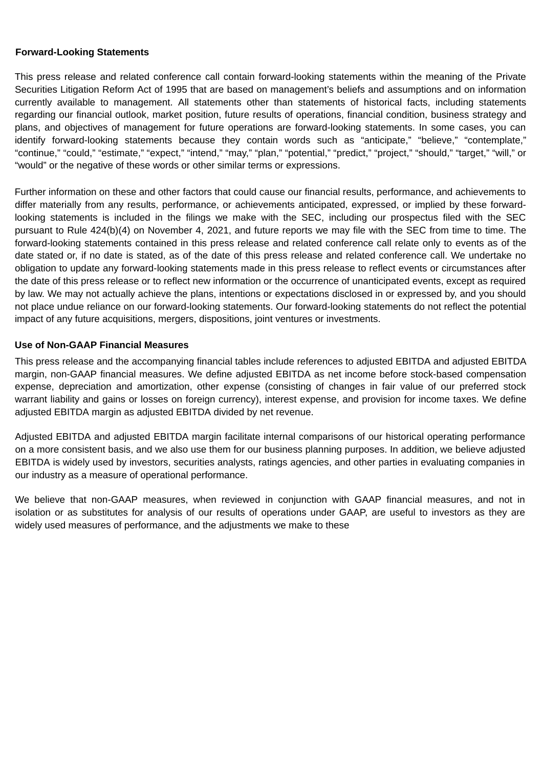**Forward-Looking Statements**

This press release and related conference call contain forward-looking statements within the meaning of the Private Securities Litigation Reform Act of 1995 that are based on management's beliefs and assumptions and on information currently available to management. All statements other than statements of historical facts, including statements regarding our financial outlook, market position, future results of operations, financial condition, business strategy and plans, and objectives of management for future operations are forward-looking statements. In some cases, you can identify forward-looking statements because they contain words such as "anticipate," "believe," "contemplate," "continue," "could," "estimate," "expect," "intend," "may," "plan," "potential," "predict," "project," "should," "target," "will," or "would" or the negative of these words or other similar terms or expressions.

Further information on these and other factors that could cause our financial results, performance, and achievements to differ materially from any results, performance, or achievements anticipated, expressed, or implied by these forward-looking statements is included in the filings we make with the SEC, including our prospectus filed with the SEC pursuant to Rule 424(b)(4) on November 4, 2021, and future reports we may file with the SEC from time to time. The forward-looking statements contained in this press release and related conference call relate only to events as of the date stated or, if no date is stated, as of the date of this press release and related conference call. We undertake no obligation to update any forward-looking statements made in this press release to reflect events or circumstances after the date of this press release or to reflect new information or the occurrence of unanticipated events, except as required by law. We may not actually achieve the plans, intentions or expectations disclosed in or expressed by, and you should not place undue reliance on our forward-looking statements. Our forward-looking statements do not reflect the potential impact of any future acquisitions, mergers, dispositions, joint ventures or investments.

**Use of Non-GAAP Financial Measures**

This press release and the accompanying financial tables include references to adjusted EBITDA and adjusted EBITDA margin, non-GAAP financial measures. We define adjusted EBITDA as net income before stock-based compensation expense, depreciation and amortization, other expense (consisting of changes in fair value of our preferred stock warrant liability and gains or losses on foreign currency), interest expense, and provision for income taxes. We define adjusted EBITDA margin as adjusted EBITDA divided by net revenue.

Adjusted EBITDA and adjusted EBITDA margin facilitate internal comparisons of our historical operating performance on a more consistent basis, and we also use them for our business planning purposes. In addition, we believe adjusted EBITDA is widely used by investors, securities analysts, ratings agencies, and other parties in evaluating companies in our industry as a measure of operational performance.

We believe that non-GAAP measures, when reviewed in conjunction with GAAP financial measures, and not in isolation or as substitutes for analysis of our results of operations under GAAP, are useful to investors as they are widely used measures of performance, and the adjustments we make to these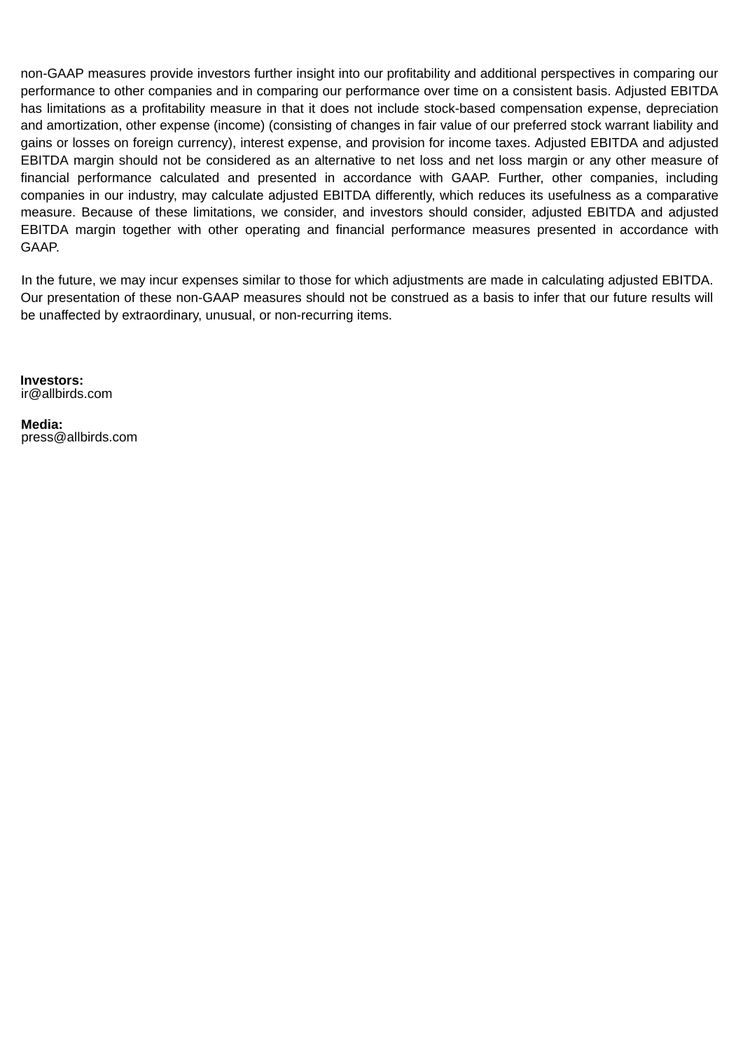non-GAAP measures provide investors further insight into our profitability and additional perspectives in comparing our performance to other companies and in comparing our performance over time on a consistent basis. Adjusted EBITDA has limitations as a profitability measure in that it does not include stock-based compensation expense, depreciation and amortization, other expense (income) (consisting of changes in fair value of our preferred stock warrant liability and gains or losses on foreign currency), interest expense, and provision for income taxes. Adjusted EBITDA and adjusted EBITDA margin should not be considered as an alternative to net loss and net loss margin or any other measure of financial performance calculated and presented in accordance with GAAP. Further, other companies, including companies in our industry, may calculate adjusted EBITDA differently, which reduces its usefulness as a comparative measure. Because of these limitations, we consider, and investors should consider, adjusted EBITDA and adjusted EBITDA margin together with other operating and financial performance measures presented in accordance with GAAP.

In the future, we may incur expenses similar to those for which adjustments are made in calculating adjusted EBITDA. Our presentation of these non-GAAP measures should not be construed as a basis to infer that our future results will be unaffected by extraordinary, unusual, or non-recurring items.

**Investors:**
ir@allbirds.com

**Media:**
press@allbirds.com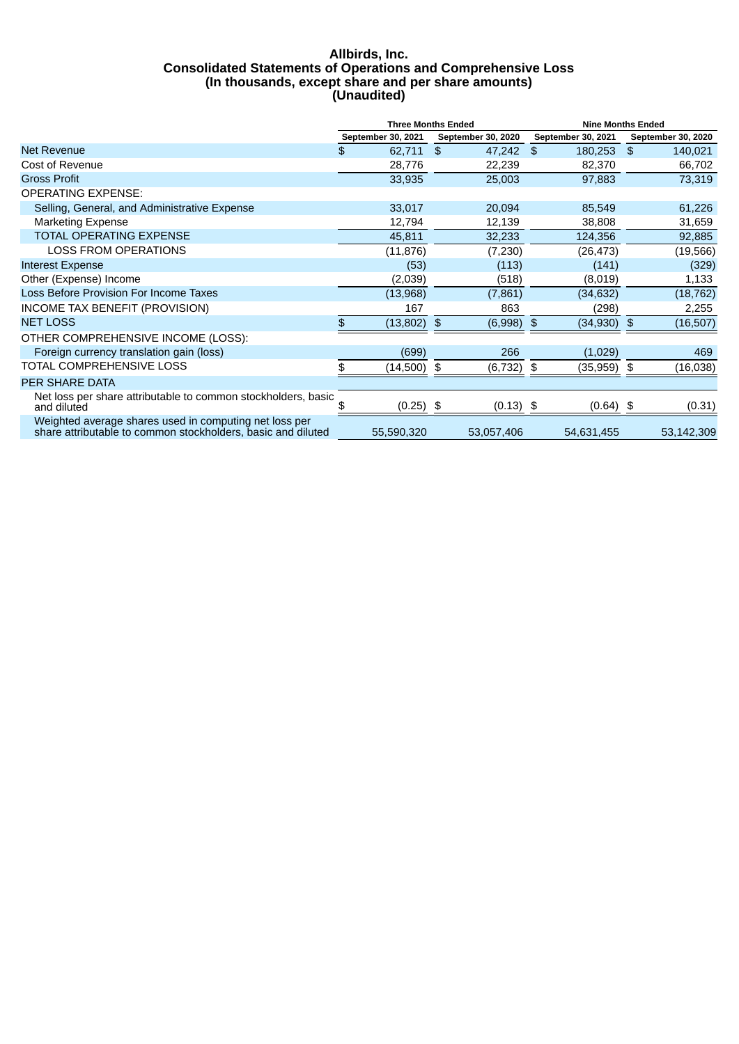# Allbirds, Inc.
## Consolidated Statements of Operations and Comprehensive Loss
### (In thousands, except share and per share amounts)
### (Unaudited)

| | Three Months Ended | | Nine Months Ended | |
|---|---|---|---|---|
| | September 30, 2021 | September 30, 2020 | September 30, 2021 | September 30, 2020 |
| Net Revenue | $ 62,711 | $ 47,242 | $ 180,253 | $ 140,021 |
| Cost of Revenue | 28,776 | 22,239 | 82,370 | 66,702 |
| Gross Profit | 33,935 | 25,003 | 97,883 | 73,319 |
| OPERATING EXPENSE: | | | | |
| Selling, General, and Administrative Expense | 33,017 | 20,094 | 85,549 | 61,226 |
| Marketing Expense | 12,794 | 12,139 | 38,808 | 31,659 |
| TOTAL OPERATING EXPENSE | 45,811 | 32,233 | 124,356 | 92,885 |
| LOSS FROM OPERATIONS | (11,876) | (7,230) | (26,473) | (19,566) |
| Interest Expense | (53) | (113) | (141) | (329) |
| Other (Expense) Income | (2,039) | (518) | (8,019) | 1,133 |
| Loss Before Provision For Income Taxes | (13,968) | (7,861) | (34,632) | (18,762) |
| INCOME TAX BENEFIT (PROVISION) | 167 | 863 | (298) | 2,255 |
| NET LOSS | $ (13,802) | $ (6,998) | $ (34,930) | $ (16,507) |
| OTHER COMPREHENSIVE INCOME (LOSS): | | | | |
| Foreign currency translation gain (loss) | (699) | 266 | (1,029) | 469 |
| TOTAL COMPREHENSIVE LOSS | $ (14,500) | $ (6,732) | $ (35,959) | $ (16,038) |
| PER SHARE DATA | | | | |
| Net loss per share attributable to common stockholders, basic and diluted | $ (0.25) | $ (0.13) | $ (0.64) | $ (0.31) |
| Weighted average shares used in computing net loss per share attributable to common stockholders, basic and diluted | 55,590,320 | 53,057,406 | 54,631,455 | 53,142,309 |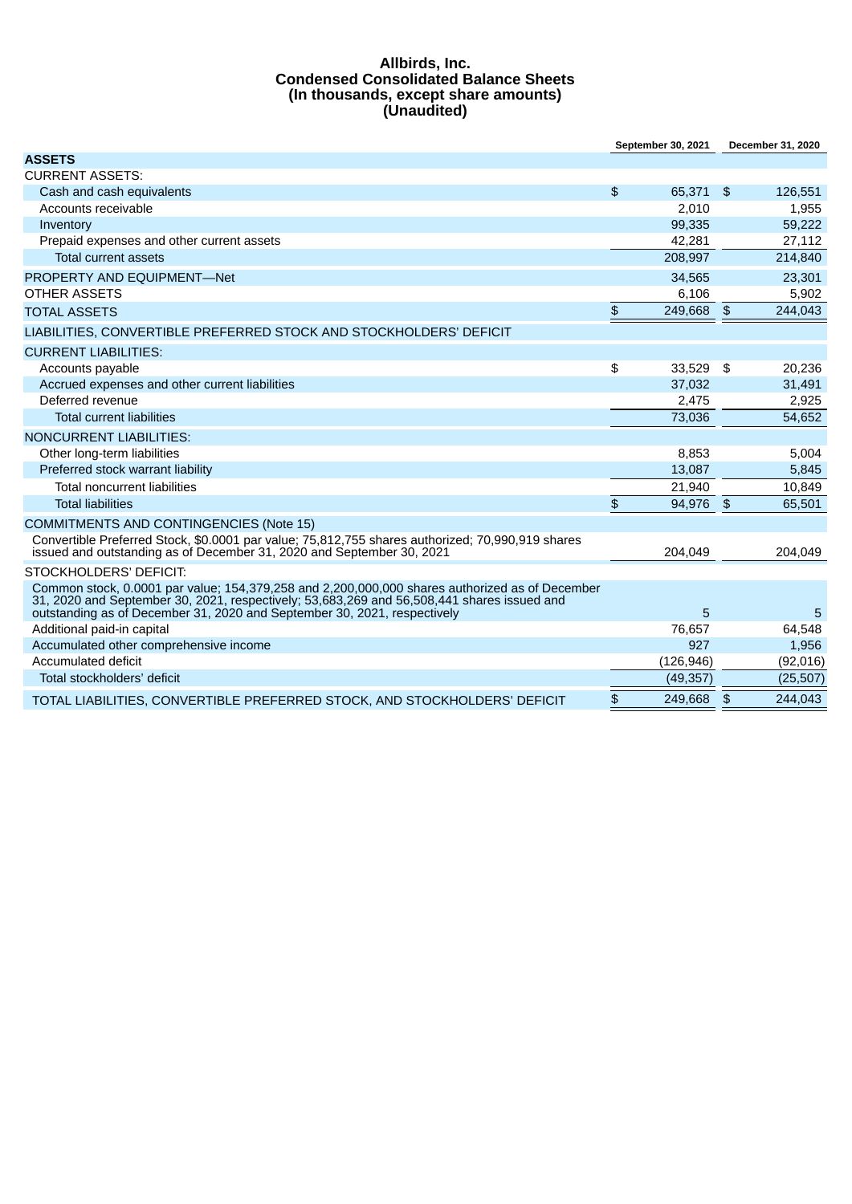# Allbirds, Inc.
## Condensed Consolidated Balance Sheets
### (In thousands, except share amounts)
### (Unaudited)

| | September 30, 2021 | December 31, 2020 |
|---|---|---|
| **ASSETS** | | |
| CURRENT ASSETS: | | |
| Cash and cash equivalents | $ 65,371 | $ 126,551 |
| Accounts receivable | 2,010 | 1,955 |
| Inventory | 99,335 | 59,222 |
| Prepaid expenses and other current assets | 42,281 | 27,112 |
| Total current assets | 208,997 | 214,840 |
| PROPERTY AND EQUIPMENT—Net | 34,565 | 23,301 |
| OTHER ASSETS | 6,106 | 5,902 |
| TOTAL ASSETS | $ 249,668 | $ 244,043 |
| LIABILITIES, CONVERTIBLE PREFERRED STOCK AND STOCKHOLDERS' DEFICIT | | |
| CURRENT LIABILITIES: | | |
| Accounts payable | $ 33,529 | $ 20,236 |
| Accrued expenses and other current liabilities | 37,032 | 31,491 |
| Deferred revenue | 2,475 | 2,925 |
| Total current liabilities | 73,036 | 54,652 |
| NONCURRENT LIABILITIES: | | |
| Other long-term liabilities | 8,853 | 5,004 |
| Preferred stock warrant liability | 13,087 | 5,845 |
| Total noncurrent liabilities | 21,940 | 10,849 |
| Total liabilities | $ 94,976 | $ 65,501 |
| COMMITMENTS AND CONTINGENCIES (Note 15) | | |
| Convertible Preferred Stock, $0.0001 par value; 75,812,755 shares authorized; 70,990,919 shares issued and outstanding as of December 31, 2020 and September 30, 2021 | 204,049 | 204,049 |
| STOCKHOLDERS' DEFICIT: | | |
| Common stock, 0.0001 par value; 154,379,258 and 2,200,000,000 shares authorized as of December 31, 2020 and September 30, 2021, respectively; 53,683,269 and 56,508,441 shares issued and outstanding as of December 31, 2020 and September 30, 2021, respectively | 5 | 5 |
| Additional paid-in capital | 76,657 | 64,548 |
| Accumulated other comprehensive income | 927 | 1,956 |
| Accumulated deficit | (126,946) | (92,016) |
| Total stockholders' deficit | (49,357) | (25,507) |
| TOTAL LIABILITIES, CONVERTIBLE PREFERRED STOCK, AND STOCKHOLDERS' DEFICIT | $ 249,668 | $ 244,043 |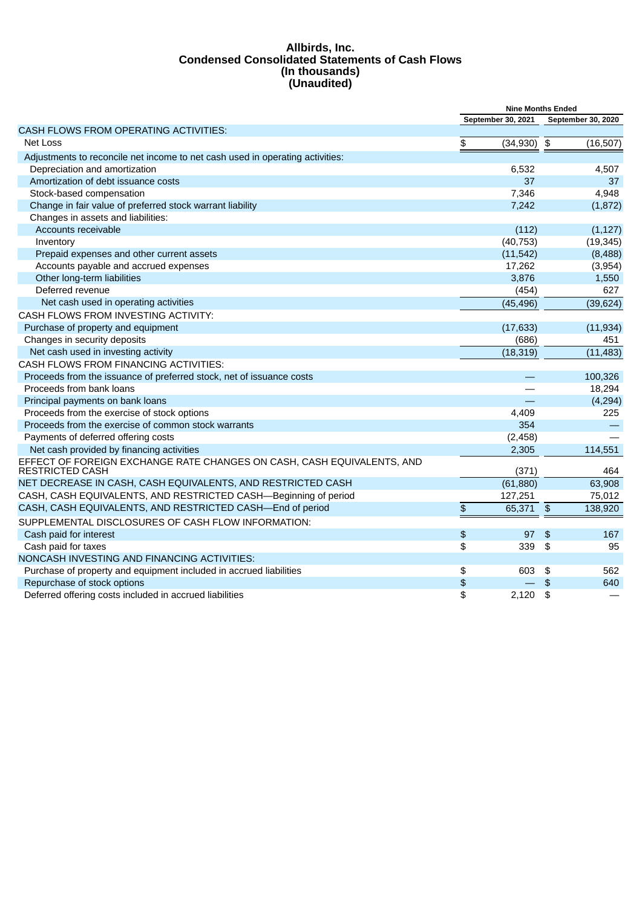# Allbirds, Inc.
## Condensed Consolidated Statements of Cash Flows
### (In thousands)
### (Unaudited)

| | Nine Months Ended | |
|---|---|---|
| | September 30, 2021 | September 30, 2020 |
| CASH FLOWS FROM OPERATING ACTIVITIES: | | |
| Net Loss | $ (34,930) | $ (16,507) |
| Adjustments to reconcile net income to net cash used in operating activities: | | |
| Depreciation and amortization | 6,532 | 4,507 |
| Amortization of debt issuance costs | 37 | 37 |
| Stock-based compensation | 7,346 | 4,948 |
| Change in fair value of preferred stock warrant liability | 7,242 | (1,872) |
| Changes in assets and liabilities: | | |
| Accounts receivable | (112) | (1,127) |
| Inventory | (40,753) | (19,345) |
| Prepaid expenses and other current assets | (11,542) | (8,488) |
| Accounts payable and accrued expenses | 17,262 | (3,954) |
| Other long-term liabilities | 3,876 | 1,550 |
| Deferred revenue | (454) | 627 |
| Net cash used in operating activities | (45,496) | (39,624) |
| CASH FLOWS FROM INVESTING ACTIVITY: | | |
| Purchase of property and equipment | (17,633) | (11,934) |
| Changes in security deposits | (686) | 451 |
| Net cash used in investing activity | (18,319) | (11,483) |
| CASH FLOWS FROM FINANCING ACTIVITIES: | | |
| Proceeds from the issuance of preferred stock, net of issuance costs | — | 100,326 |
| Proceeds from bank loans | — | 18,294 |
| Principal payments on bank loans | — | (4,294) |
| Proceeds from the exercise of stock options | 4,409 | 225 |
| Proceeds from the exercise of common stock warrants | 354 | — |
| Payments of deferred offering costs | (2,458) | — |
| Net cash provided by financing activities | 2,305 | 114,551 |
| EFFECT OF FOREIGN EXCHANGE RATE CHANGES ON CASH, CASH EQUIVALENTS, AND RESTRICTED CASH | (371) | 464 |
| NET DECREASE IN CASH, CASH EQUIVALENTS, AND RESTRICTED CASH | (61,880) | 63,908 |
| CASH, CASH EQUIVALENTS, AND RESTRICTED CASH—Beginning of period | 127,251 | 75,012 |
| CASH, CASH EQUIVALENTS, AND RESTRICTED CASH—End of period | $ 65,371 | $ 138,920 |
| SUPPLEMENTAL DISCLOSURES OF CASH FLOW INFORMATION: | | |
| Cash paid for interest | $ 97 | $ 167 |
| Cash paid for taxes | $ 339 | $ 95 |
| NONCASH INVESTING AND FINANCING ACTIVITIES: | | |
| Purchase of property and equipment included in accrued liabilities | $ 603 | $ 562 |
| Repurchase of stock options | $ — | $ 640 |
| Deferred offering costs included in accrued liabilities | $ 2,120 | $ — |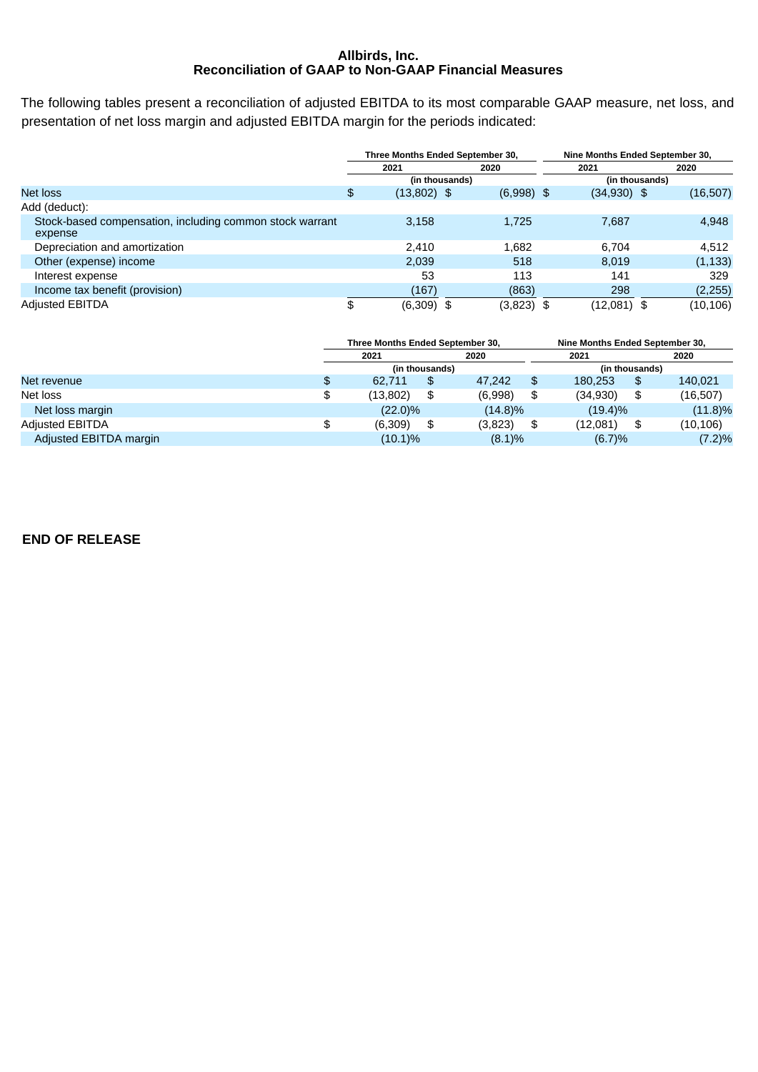**Allbirds, Inc.**
**Reconciliation of GAAP to Non-GAAP Financial Measures**

The following tables present a reconciliation of adjusted EBITDA to its most comparable GAAP measure, net loss, and presentation of net loss margin and adjusted EBITDA margin for the periods indicated:

| | Three Months Ended September 30, | | Nine Months Ended September 30, | |
|---|---|---|---|---|
| | 2021 | 2020 | 2021 | 2020 |
| | (in thousands) | | (in thousands) | |
| Net loss | $ (13,802) | $ (6,998) | $ (34,930) | $ (16,507) |
| Add (deduct): | | | | |
| Stock-based compensation, including common stock warrant expense | 3,158 | 1,725 | 7,687 | 4,948 |
| Depreciation and amortization | 2,410 | 1,682 | 6,704 | 4,512 |
| Other (expense) income | 2,039 | 518 | 8,019 | (1,133) |
| Interest expense | 53 | 113 | 141 | 329 |
| Income tax benefit (provision) | (167) | (863) | 298 | (2,255) |
| Adjusted EBITDA | $ (6,309) | $ (3,823) | $ (12,081) | $ (10,106) |

| | Three Months Ended September 30, | | Nine Months Ended September 30, | |
|---|---|---|---|---|
| | 2021 | 2020 | 2021 | 2020 |
| | (in thousands) | | (in thousands) | |
| Net revenue | $ 62,711 | $ 47,242 | $ 180,253 | $ 140,021 |
| Net loss | $ (13,802) | $ (6,998) | $ (34,930) | $ (16,507) |
| Net loss margin | (22.0)% | (14.8)% | (19.4)% | (11.8)% |
| Adjusted EBITDA | $ (6,309) | $ (3,823) | $ (12,081) | $ (10,106) |
| Adjusted EBITDA margin | (10.1)% | (8.1)% | (6.7)% | (7.2)% |

**END OF RELEASE**